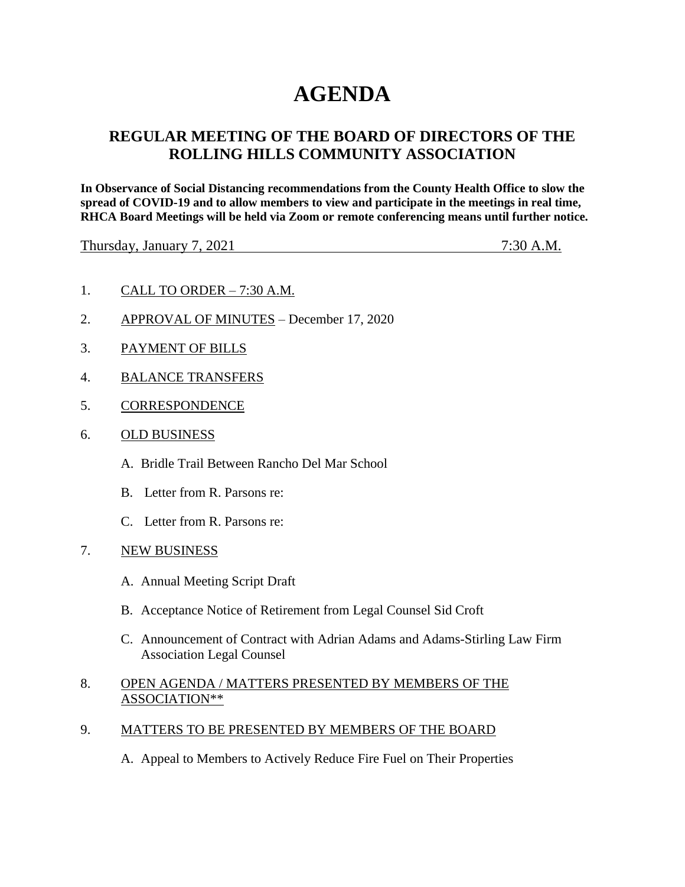# AGENDA

## REGULAR MEETING OF THE BOARD OF DIRECTORS OF THE ROLLING HILLS COMMUNITY ASSOCIATION

**In Observance of Social Distancing recommendations from the County Health Office to slow the spread of COVID-19 and to allow members to view and participate in the meetings in real time, RHCA Board Meetings will be held via Zoom or remote conferencing means until further notice.**

Thursday, January 7, 2021 7:30 A.M.

1. CALL TO ORDER – 7:30 A.M.

2. APPROVAL OF MINUTES – December 17, 2020

3. PAYMENT OF BILLS

4. BALANCE TRANSFERS

5. CORRESPONDENCE

6. OLD BUSINESS

   A. Bridle Trail Between Rancho Del Mar School

   B. Letter from R. Parsons re:

   C. Letter from R. Parsons re:

7. NEW BUSINESS

   A. Annual Meeting Script Draft

   B. Acceptance Notice of Retirement from Legal Counsel Sid Croft

   C. Announcement of Contract with Adrian Adams and Adams-Stirling Law Firm Association Legal Counsel

8. OPEN AGENDA / MATTERS PRESENTED BY MEMBERS OF THE ASSOCIATION**

9. MATTERS TO BE PRESENTED BY MEMBERS OF THE BOARD

   A. Appeal to Members to Actively Reduce Fire Fuel on Their Properties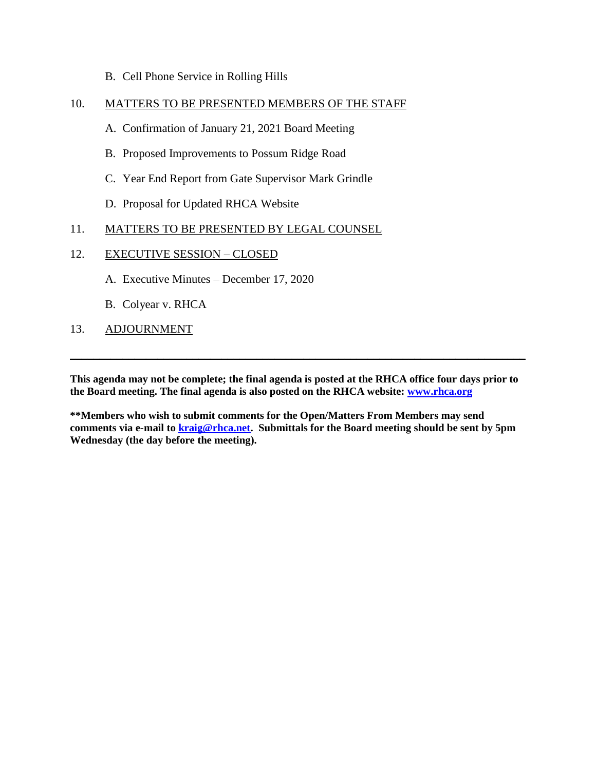B. Cell Phone Service in Rolling Hills

10. MATTERS TO BE PRESENTED MEMBERS OF THE STAFF

A. Confirmation of January 21, 2021 Board Meeting

B. Proposed Improvements to Possum Ridge Road

C. Year End Report from Gate Supervisor Mark Grindle

D. Proposal for Updated RHCA Website

11. MATTERS TO BE PRESENTED BY LEGAL COUNSEL

12. EXECUTIVE SESSION – CLOSED

A. Executive Minutes – December 17, 2020

B. Colyear v. RHCA

13. ADJOURNMENT

---

**This agenda may not be complete; the final agenda is posted at the RHCA office four days prior to the Board meeting. The final agenda is also posted on the RHCA website: [www.rhca.org](http://www.rhca.org)**

****Members who wish to submit comments for the Open/Matters From Members may send comments via e-mail to [kraig@rhca.net](mailto:kraig@rhca.net). Submittals for the Board meeting should be sent by 5pm Wednesday (the day before the meeting).**